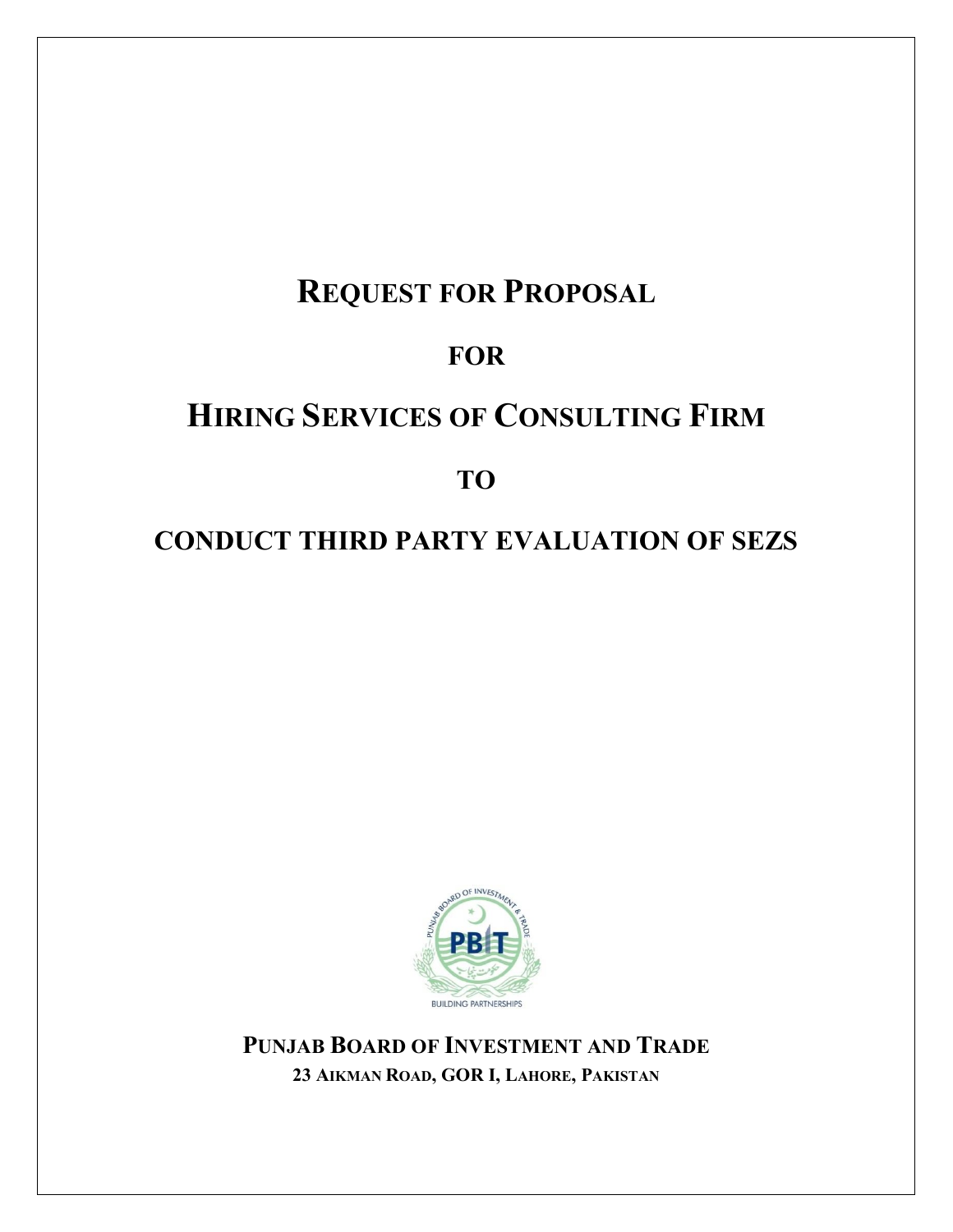# REQUEST FOR PROPOSAL

# FOR

# HIRING SERVICES OF CONSULTING FIRM

# TO

# CONDUCT THIRD PARTY EVALUATION OF SEZS

**PUNJAB BOARD OF INVESTMENT AND TRADE**

**23 AIKMAN ROAD, GOR I, LAHORE, PAKISTAN**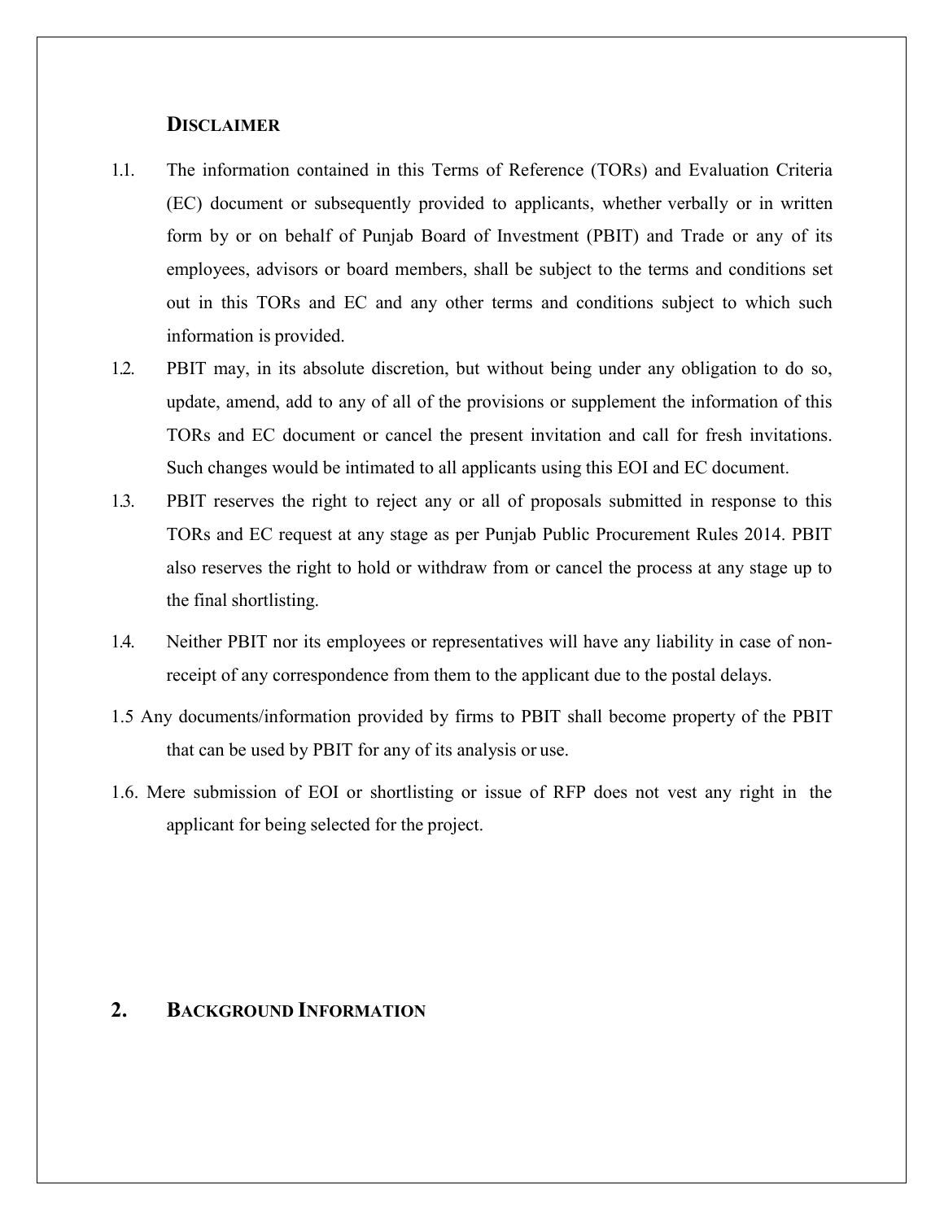## DISCLAIMER

1.1. The information contained in this Terms of Reference (TORs) and Evaluation Criteria (EC) document or subsequently provided to applicants, whether verbally or in written form by or on behalf of Punjab Board of Investment (PBIT) and Trade or any of its employees, advisors or board members, shall be subject to the terms and conditions set out in this TORs and EC and any other terms and conditions subject to which such information is provided.

1.2. PBIT may, in its absolute discretion, but without being under any obligation to do so, update, amend, add to any of all of the provisions or supplement the information of this TORs and EC document or cancel the present invitation and call for fresh invitations. Such changes would be intimated to all applicants using this EOI and EC document.

1.3. PBIT reserves the right to reject any or all of proposals submitted in response to this TORs and EC request at any stage as per Punjab Public Procurement Rules 2014. PBIT also reserves the right to hold or withdraw from or cancel the process at any stage up to the final shortlisting.

1.4. Neither PBIT nor its employees or representatives will have any liability in case of non-receipt of any correspondence from them to the applicant due to the postal delays.

1.5 Any documents/information provided by firms to PBIT shall become property of the PBIT that can be used by PBIT for any of its analysis or use.

1.6. Mere submission of EOI or shortlisting or issue of RFP does not vest any right in the applicant for being selected for the project.

## 2. BACKGROUND INFORMATION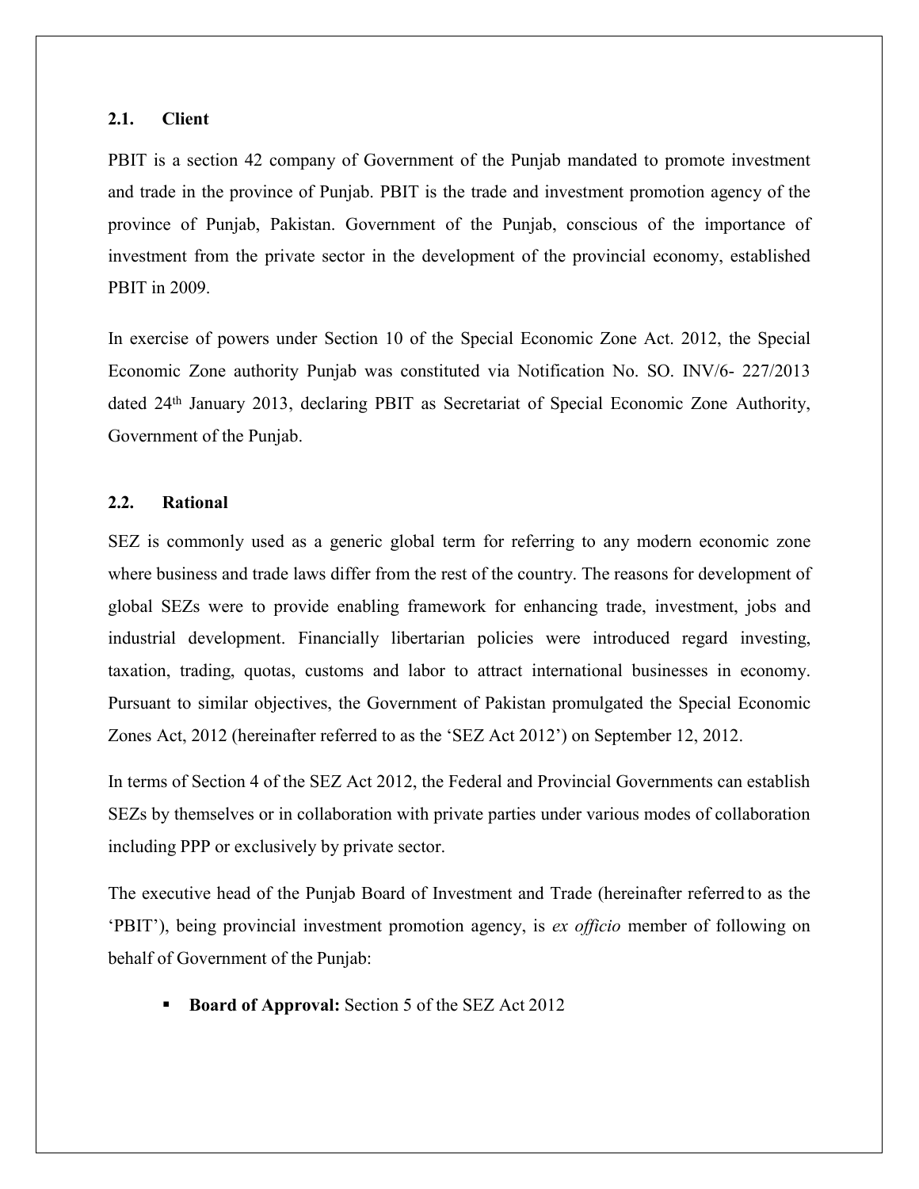### 2.1. Client

PBIT is a section 42 company of Government of the Punjab mandated to promote investment and trade in the province of Punjab. PBIT is the trade and investment promotion agency of the province of Punjab, Pakistan. Government of the Punjab, conscious of the importance of investment from the private sector in the development of the provincial economy, established PBIT in 2009.

In exercise of powers under Section 10 of the Special Economic Zone Act. 2012, the Special Economic Zone authority Punjab was constituted via Notification No. SO. INV/6- 227/2013 dated 24th January 2013, declaring PBIT as Secretariat of Special Economic Zone Authority, Government of the Punjab.

### 2.2. Rational

SEZ is commonly used as a generic global term for referring to any modern economic zone where business and trade laws differ from the rest of the country. The reasons for development of global SEZs were to provide enabling framework for enhancing trade, investment, jobs and industrial development. Financially libertarian policies were introduced regard investing, taxation, trading, quotas, customs and labor to attract international businesses in economy. Pursuant to similar objectives, the Government of Pakistan promulgated the Special Economic Zones Act, 2012 (hereinafter referred to as the 'SEZ Act 2012') on September 12, 2012.

In terms of Section 4 of the SEZ Act 2012, the Federal and Provincial Governments can establish SEZs by themselves or in collaboration with private parties under various modes of collaboration including PPP or exclusively by private sector.

The executive head of the Punjab Board of Investment and Trade (hereinafter referred to as the 'PBIT'), being provincial investment promotion agency, is *ex officio* member of following on behalf of Government of the Punjab:

- **Board of Approval:** Section 5 of the SEZ Act 2012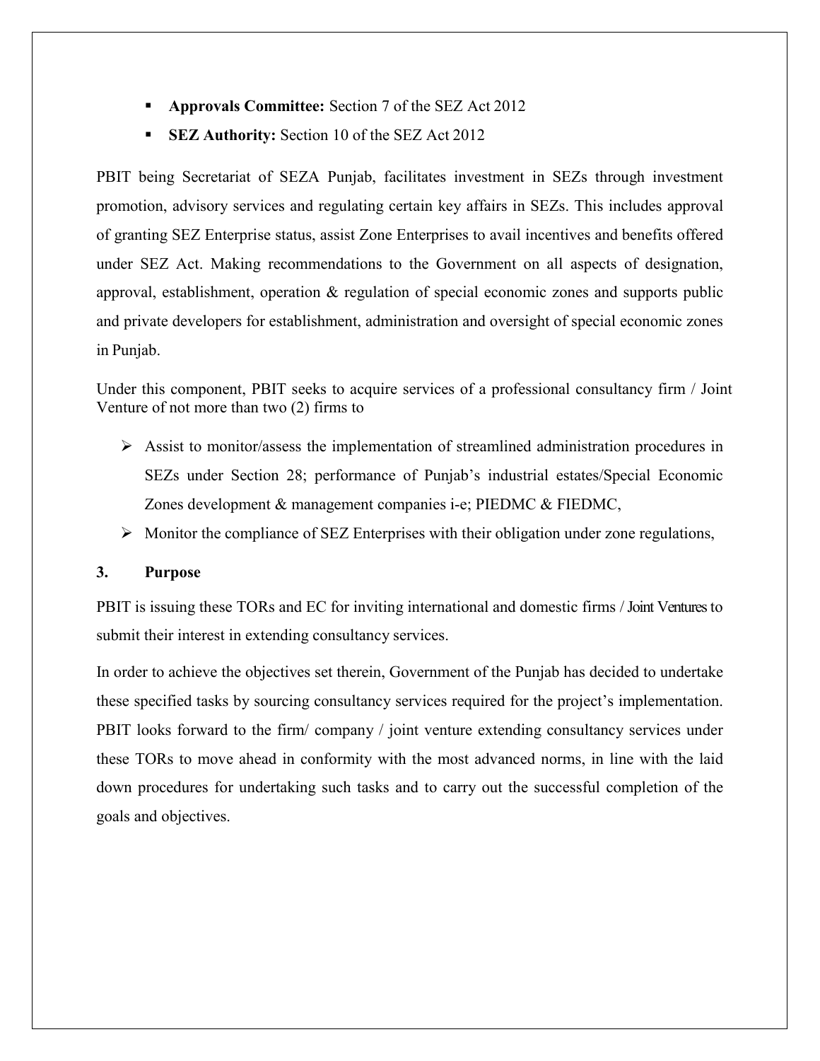- **Approvals Committee:** Section 7 of the SEZ Act 2012
- **SEZ Authority:** Section 10 of the SEZ Act 2012

PBIT being Secretariat of SEZA Punjab, facilitates investment in SEZs through investment promotion, advisory services and regulating certain key affairs in SEZs. This includes approval of granting SEZ Enterprise status, assist Zone Enterprises to avail incentives and benefits offered under SEZ Act. Making recommendations to the Government on all aspects of designation, approval, establishment, operation & regulation of special economic zones and supports public and private developers for establishment, administration and oversight of special economic zones in Punjab.

Under this component, PBIT seeks to acquire services of a professional consultancy firm / Joint Venture of not more than two (2) firms to

- Assist to monitor/assess the implementation of streamlined administration procedures in SEZs under Section 28; performance of Punjab's industrial estates/Special Economic Zones development & management companies i-e; PIEDMC & FIEDMC,
- Monitor the compliance of SEZ Enterprises with their obligation under zone regulations,

## 3. Purpose

PBIT is issuing these TORs and EC for inviting international and domestic firms / Joint Ventures to submit their interest in extending consultancy services.

In order to achieve the objectives set therein, Government of the Punjab has decided to undertake these specified tasks by sourcing consultancy services required for the project's implementation. PBIT looks forward to the firm/ company / joint venture extending consultancy services under these TORs to move ahead in conformity with the most advanced norms, in line with the laid down procedures for undertaking such tasks and to carry out the successful completion of the goals and objectives.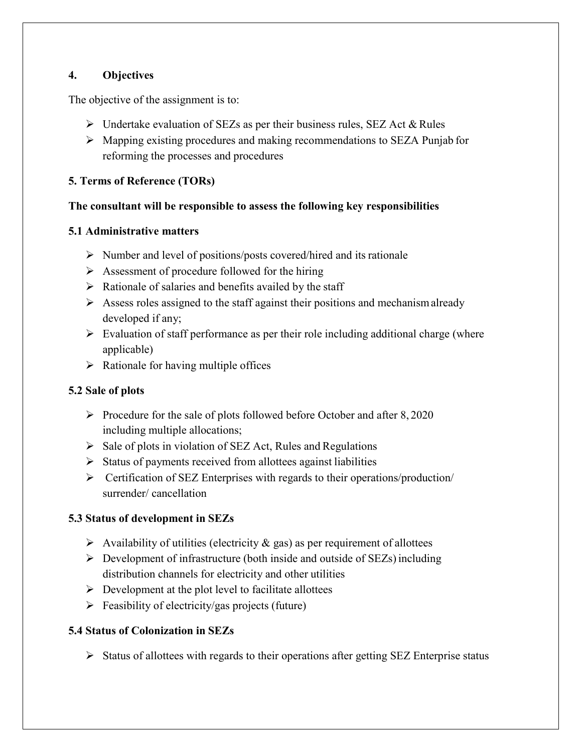## 4. Objectives

The objective of the assignment is to:

- Undertake evaluation of SEZs as per their business rules, SEZ Act & Rules
- Mapping existing procedures and making recommendations to SEZA Punjab for reforming the processes and procedures

## 5. Terms of Reference (TORs)

**The consultant will be responsible to assess the following key responsibilities**

### 5.1 Administrative matters

- Number and level of positions/posts covered/hired and its rationale
- Assessment of procedure followed for the hiring
- Rationale of salaries and benefits availed by the staff
- Assess roles assigned to the staff against their positions and mechanism already developed if any;
- Evaluation of staff performance as per their role including additional charge (where applicable)
- Rationale for having multiple offices

### 5.2 Sale of plots

- Procedure for the sale of plots followed before October and after 8, 2020 including multiple allocations;
- Sale of plots in violation of SEZ Act, Rules and Regulations
- Status of payments received from allottees against liabilities
- Certification of SEZ Enterprises with regards to their operations/production/ surrender/ cancellation

### 5.3 Status of development in SEZs

- Availability of utilities (electricity & gas) as per requirement of allottees
- Development of infrastructure (both inside and outside of SEZs) including distribution channels for electricity and other utilities
- Development at the plot level to facilitate allottees
- Feasibility of electricity/gas projects (future)

### 5.4 Status of Colonization in SEZs

- Status of allottees with regards to their operations after getting SEZ Enterprise status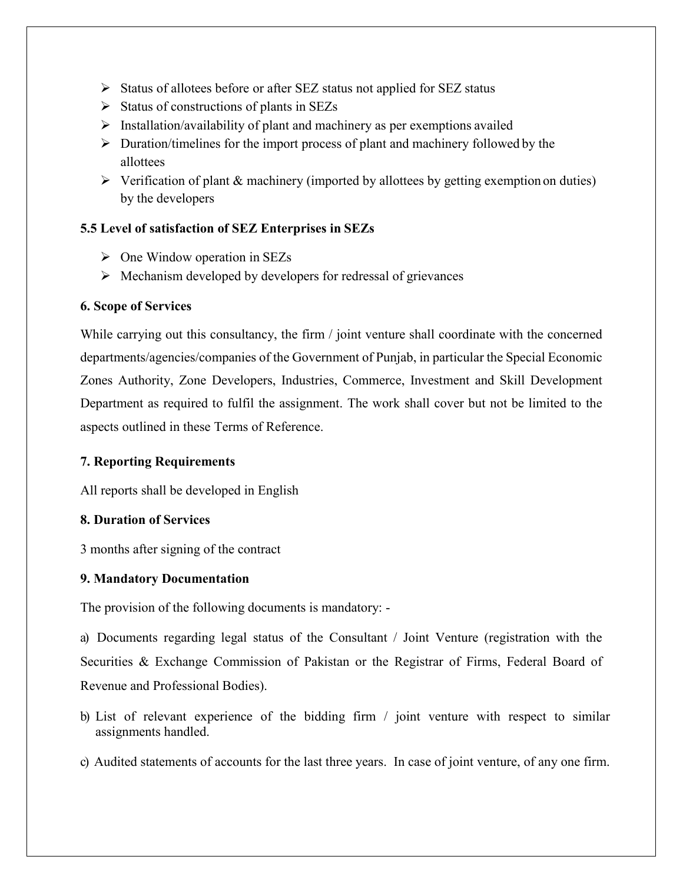- Status of allotees before or after SEZ status not applied for SEZ status
- Status of constructions of plants in SEZs
- Installation/availability of plant and machinery as per exemptions availed
- Duration/timelines for the import process of plant and machinery followed by the allottees
- Verification of plant & machinery (imported by allottees by getting exemption on duties) by the developers

**5.5 Level of satisfaction of SEZ Enterprises in SEZs**

- One Window operation in SEZs
- Mechanism developed by developers for redressal of grievances

**6. Scope of Services**

While carrying out this consultancy, the firm / joint venture shall coordinate with the concerned departments/agencies/companies of the Government of Punjab, in particular the Special Economic Zones Authority, Zone Developers, Industries, Commerce, Investment and Skill Development Department as required to fulfil the assignment. The work shall cover but not be limited to the aspects outlined in these Terms of Reference.

**7. Reporting Requirements**

All reports shall be developed in English

**8. Duration of Services**

3 months after signing of the contract

**9. Mandatory Documentation**

The provision of the following documents is mandatory: -

a) Documents regarding legal status of the Consultant / Joint Venture (registration with the Securities & Exchange Commission of Pakistan or the Registrar of Firms, Federal Board of Revenue and Professional Bodies).

b) List of relevant experience of the bidding firm / joint venture with respect to similar assignments handled.

c) Audited statements of accounts for the last three years. In case of joint venture, of any one firm.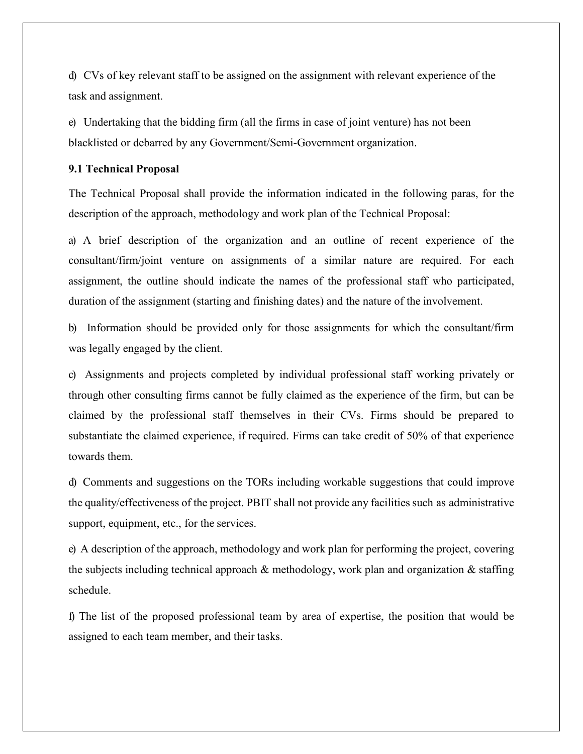d) CVs of key relevant staff to be assigned on the assignment with relevant experience of the task and assignment.

e) Undertaking that the bidding firm (all the firms in case of joint venture) has not been blacklisted or debarred by any Government/Semi-Government organization.

### 9.1 Technical Proposal

The Technical Proposal shall provide the information indicated in the following paras, for the description of the approach, methodology and work plan of the Technical Proposal:

a) A brief description of the organization and an outline of recent experience of the consultant/firm/joint venture on assignments of a similar nature are required. For each assignment, the outline should indicate the names of the professional staff who participated, duration of the assignment (starting and finishing dates) and the nature of the involvement.

b) Information should be provided only for those assignments for which the consultant/firm was legally engaged by the client.

c) Assignments and projects completed by individual professional staff working privately or through other consulting firms cannot be fully claimed as the experience of the firm, but can be claimed by the professional staff themselves in their CVs. Firms should be prepared to substantiate the claimed experience, if required. Firms can take credit of 50% of that experience towards them.

d) Comments and suggestions on the TORs including workable suggestions that could improve the quality/effectiveness of the project. PBIT shall not provide any facilities such as administrative support, equipment, etc., for the services.

e) A description of the approach, methodology and work plan for performing the project, covering the subjects including technical approach & methodology, work plan and organization & staffing schedule.

f) The list of the proposed professional team by area of expertise, the position that would be assigned to each team member, and their tasks.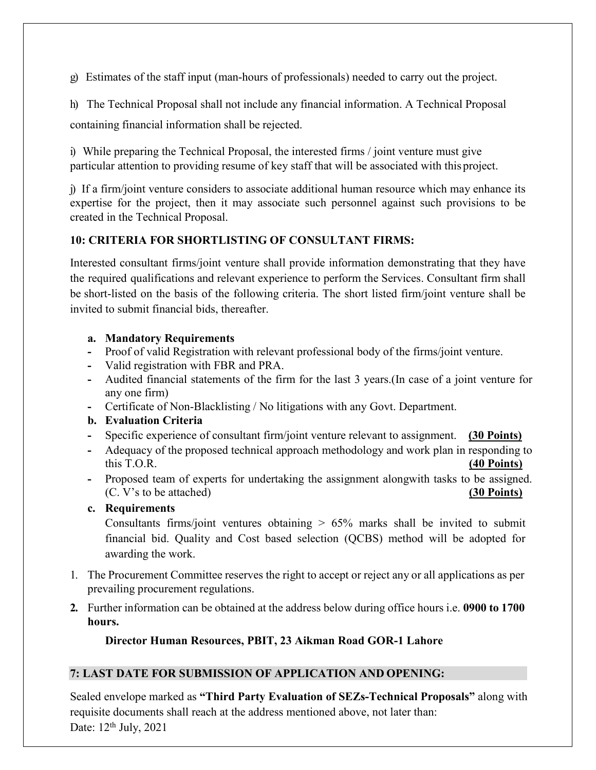g) Estimates of the staff input (man-hours of professionals) needed to carry out the project.

h) The Technical Proposal shall not include any financial information. A Technical Proposal containing financial information shall be rejected.

i) While preparing the Technical Proposal, the interested firms / joint venture must give particular attention to providing resume of key staff that will be associated with this project.

j) If a firm/joint venture considers to associate additional human resource which may enhance its expertise for the project, then it may associate such personnel against such provisions to be created in the Technical Proposal.

**10: CRITERIA FOR SHORTLISTING OF CONSULTANT FIRMS:**

Interested consultant firms/joint venture shall provide information demonstrating that they have the required qualifications and relevant experience to perform the Services. Consultant firm shall be short-listed on the basis of the following criteria. The short listed firm/joint venture shall be invited to submit financial bids, thereafter.

**a. Mandatory Requirements**

- Proof of valid Registration with relevant professional body of the firms/joint venture.
- Valid registration with FBR and PRA.
- Audited financial statements of the firm for the last 3 years.(In case of a joint venture for any one firm)
- Certificate of Non-Blacklisting / No litigations with any Govt. Department.

**b. Evaluation Criteria**

- Specific experience of consultant firm/joint venture relevant to assignment. **(30 Points)**
- Adequacy of the proposed technical approach methodology and work plan in responding to this T.O.R. **(40 Points)**
- Proposed team of experts for undertaking the assignment alongwith tasks to be assigned. (C. V's to be attached) **(30 Points)**

**c. Requirements**

Consultants firms/joint ventures obtaining > 65% marks shall be invited to submit financial bid. Quality and Cost based selection (QCBS) method will be adopted for awarding the work.

1. The Procurement Committee reserves the right to accept or reject any or all applications as per prevailing procurement regulations.
2. Further information can be obtained at the address below during office hours i.e. **0900 to 1700 hours.**

**Director Human Resources, PBIT, 23 Aikman Road GOR-1 Lahore**

**7: LAST DATE FOR SUBMISSION OF APPLICATION AND OPENING:**

Sealed envelope marked as **"Third Party Evaluation of SEZs-Technical Proposals"** along with requisite documents shall reach at the address mentioned above, not later than:
Date: 12th July, 2021